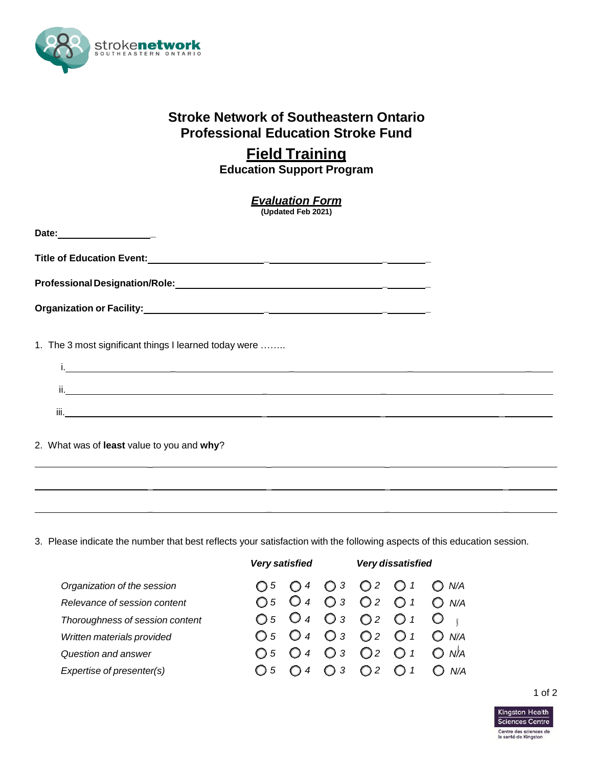# Stroke Network of Southeastern Ontario
# Professional Education Stroke Fund

## Field Training
### Education Support Program

***Evaluation Form***
**(Updated Feb 2021)**

**Date:** ____________________

**Title of Education Event:** ____________________________________________________________

**Professional Designation/Role:** ________________________________________________________

**Organization or Facility:** ______________________________________________________________

1. The 3 most significant things I learned today were ……..

   i. ______________________________________________________________________________

   ii. ______________________________________________________________________________

   iii. ______________________________________________________________________________

2. What was of **least** value to you and **why**?

______________________________________________________________________________

______________________________________________________________________________

______________________________________________________________________________

3. Please indicate the number that best reflects your satisfaction with the following aspects of this education session.

| | *Very satisfied* | | | | *Very dissatisfied* | |
|---|---|---|---|---|---|---|
| *Organization of the session* | ◯ 5 | ◯ 4 | ◯ 3 | ◯ 2 | ◯ 1 | ◯ *N/A* |
| *Relevance of session content* | ◯ 5 | ◯ 4 | ◯ 3 | ◯ 2 | ◯ 1 | ◯ *N/A* |
| *Thoroughness of session content* | ◯ 5 | ◯ 4 | ◯ 3 | ◯ 2 | ◯ 1 | ◯ |
| *Written materials provided* | ◯ 5 | ◯ 4 | ◯ 3 | ◯ 2 | ◯ 1 | ◯ *N/A* |
| *Question and answer* | ◯ 5 | ◯ 4 | ◯ 3 | ◯ 2 | ◯ 1 | ◯ *N/A* |
| *Expertise of presenter(s)* | ◯ 5 | ◯ 4 | ◯ 3 | ◯ 2 | ◯ 1 | ◯ *N/A* |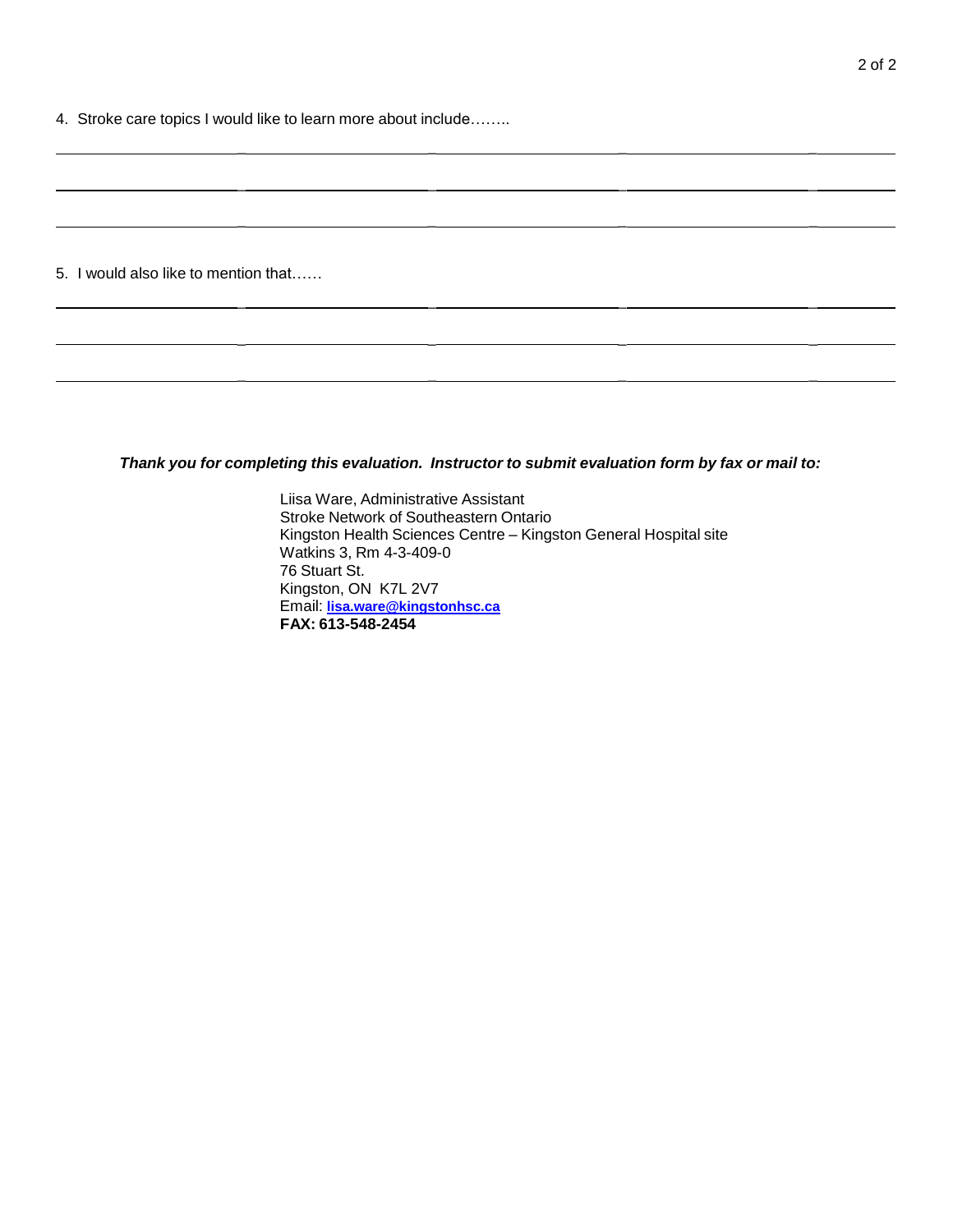4. Stroke care topics I would like to learn more about include……..

_______________________________________________________________________________

_______________________________________________________________________________

_______________________________________________________________________________

5. I would also like to mention that……

_______________________________________________________________________________

_______________________________________________________________________________

_______________________________________________________________________________

***Thank you for completing this evaluation. Instructor to submit evaluation form by fax or mail to:***

Liisa Ware, Administrative Assistant  
Stroke Network of Southeastern Ontario  
Kingston Health Sciences Centre – Kingston General Hospital site  
Watkins 3, Rm 4-3-409-0  
76 Stuart St.  
Kingston, ON K7L 2V7  
Email: **lisa.ware@kingstonhsc.ca**  
**FAX: 613-548-2454**